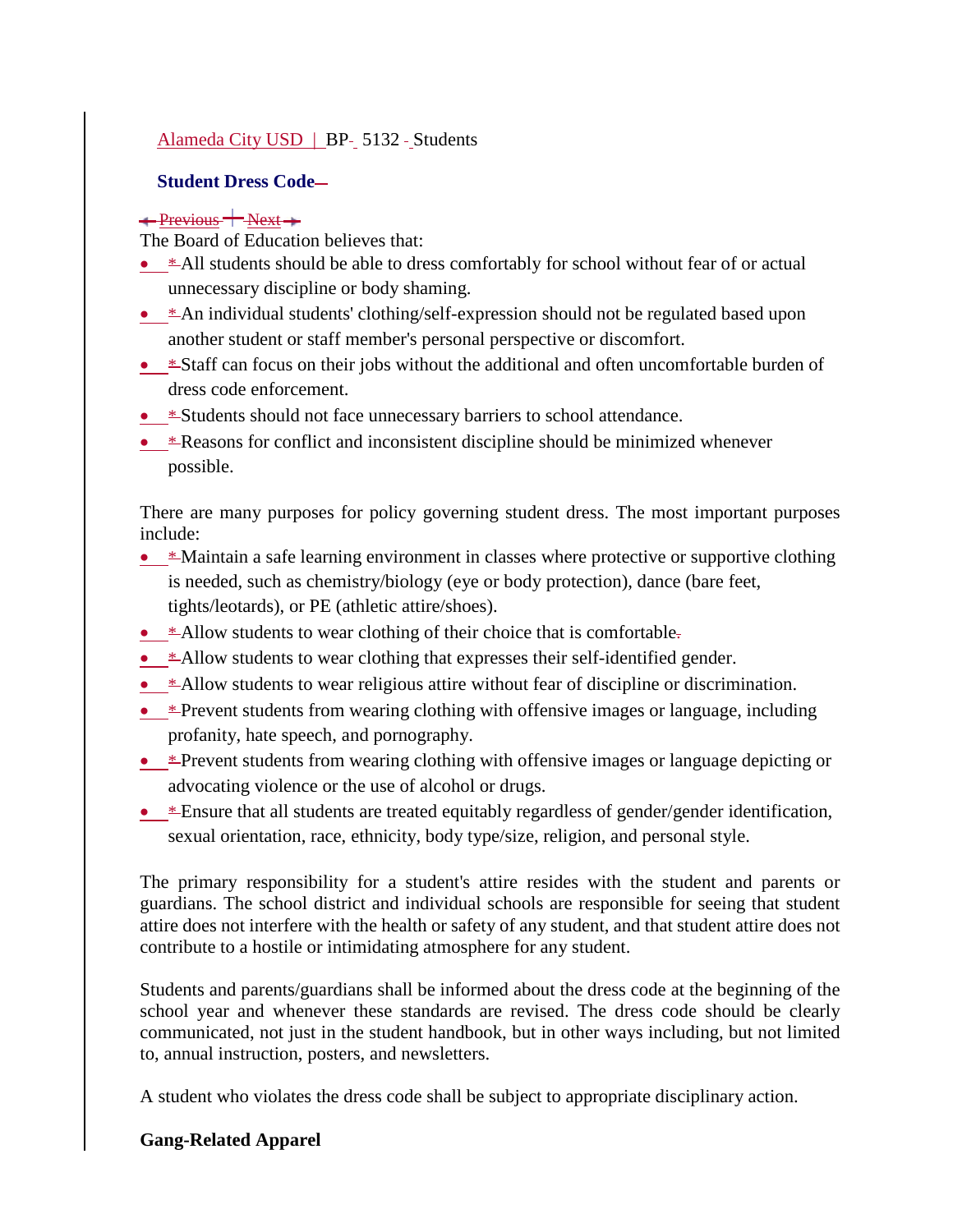Alameda City USD | BP 5132 Students

**Student Dress Code**

The Board of Education believes that:

- All students should be able to dress comfortably for school without fear of or actual unnecessary discipline or body shaming.
- An individual students' clothing/self-expression should not be regulated based upon another student or staff member's personal perspective or discomfort.
- Staff can focus on their jobs without the additional and often uncomfortable burden of dress code enforcement.
- Students should not face unnecessary barriers to school attendance.
- Reasons for conflict and inconsistent discipline should be minimized whenever possible.

There are many purposes for policy governing student dress. The most important purposes include:

- Maintain a safe learning environment in classes where protective or supportive clothing is needed, such as chemistry/biology (eye or body protection), dance (bare feet, tights/leotards), or PE (athletic attire/shoes).
- Allow students to wear clothing of their choice that is comfortable
- Allow students to wear clothing that expresses their self-identified gender.
- Allow students to wear religious attire without fear of discipline or discrimination.
- Prevent students from wearing clothing with offensive images or language, including profanity, hate speech, and pornography.
- Prevent students from wearing clothing with offensive images or language depicting or advocating violence or the use of alcohol or drugs.
- Ensure that all students are treated equitably regardless of gender/gender identification, sexual orientation, race, ethnicity, body type/size, religion, and personal style.

The primary responsibility for a student's attire resides with the student and parents or guardians. The school district and individual schools are responsible for seeing that student attire does not interfere with the health or safety of any student, and that student attire does not contribute to a hostile or intimidating atmosphere for any student.

Students and parents/guardians shall be informed about the dress code at the beginning of the school year and whenever these standards are revised. The dress code should be clearly communicated, not just in the student handbook, but in other ways including, but not limited to, annual instruction, posters, and newsletters.

A student who violates the dress code shall be subject to appropriate disciplinary action.

**Gang-Related Apparel**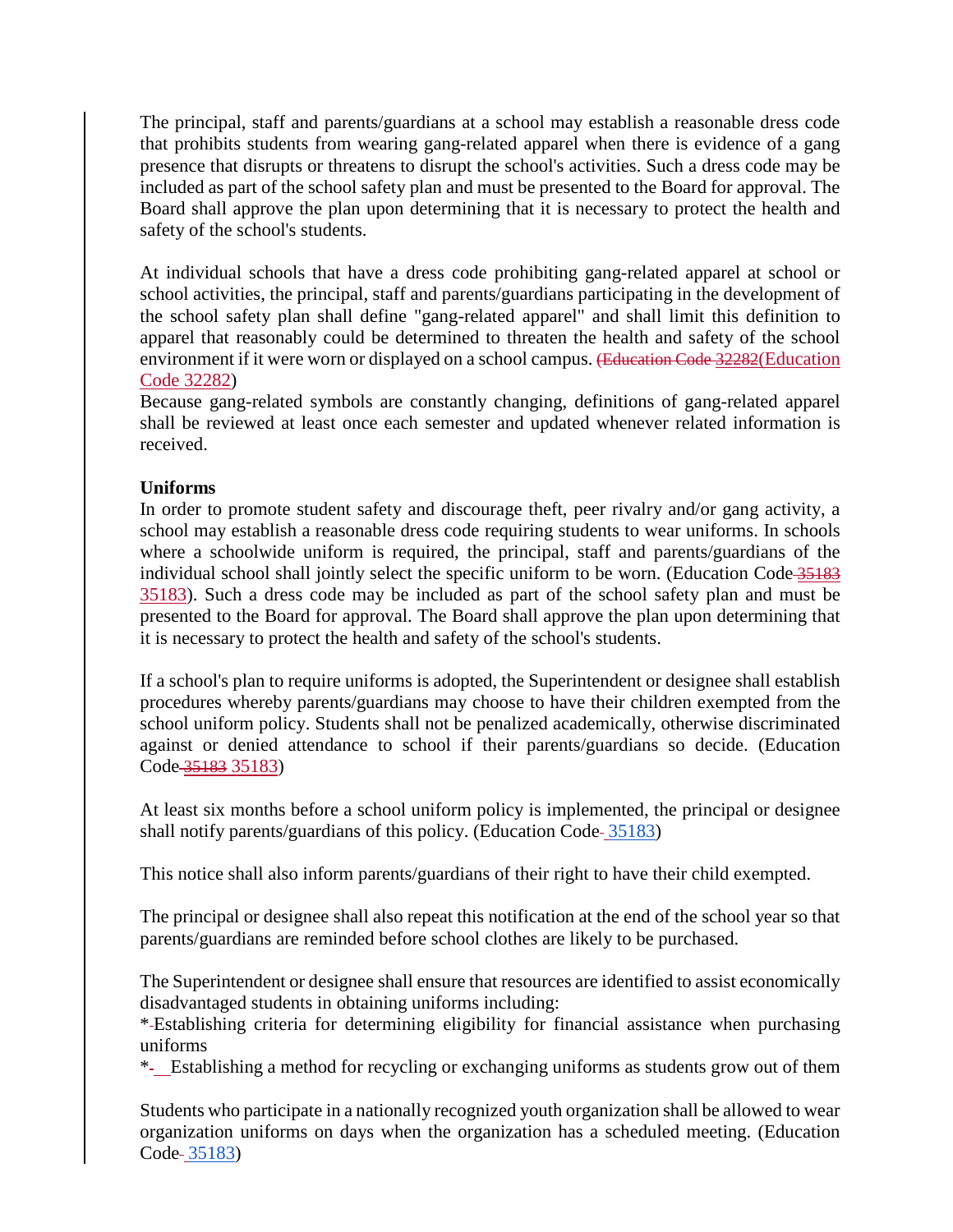The principal, staff and parents/guardians at a school may establish a reasonable dress code that prohibits students from wearing gang-related apparel when there is evidence of a gang presence that disrupts or threatens to disrupt the school's activities. Such a dress code may be included as part of the school safety plan and must be presented to the Board for approval. The Board shall approve the plan upon determining that it is necessary to protect the health and safety of the school's students.

At individual schools that have a dress code prohibiting gang-related apparel at school or school activities, the principal, staff and parents/guardians participating in the development of the school safety plan shall define "gang-related apparel" and shall limit this definition to apparel that reasonably could be determined to threaten the health and safety of the school environment if it were worn or displayed on a school campus. (Education Code 32282)

Because gang-related symbols are constantly changing, definitions of gang-related apparel shall be reviewed at least once each semester and updated whenever related information is received.

**Uniforms**

In order to promote student safety and discourage theft, peer rivalry and/or gang activity, a school may establish a reasonable dress code requiring students to wear uniforms. In schools where a schoolwide uniform is required, the principal, staff and parents/guardians of the individual school shall jointly select the specific uniform to be worn. (Education Code 35183). Such a dress code may be included as part of the school safety plan and must be presented to the Board for approval. The Board shall approve the plan upon determining that it is necessary to protect the health and safety of the school's students.

If a school's plan to require uniforms is adopted, the Superintendent or designee shall establish procedures whereby parents/guardians may choose to have their children exempted from the school uniform policy. Students shall not be penalized academically, otherwise discriminated against or denied attendance to school if their parents/guardians so decide. (Education Code 35183)

At least six months before a school uniform policy is implemented, the principal or designee shall notify parents/guardians of this policy. (Education Code 35183)

This notice shall also inform parents/guardians of their right to have their child exempted.

The principal or designee shall also repeat this notification at the end of the school year so that parents/guardians are reminded before school clothes are likely to be purchased.

The Superintendent or designee shall ensure that resources are identified to assist economically disadvantaged students in obtaining uniforms including:

* Establishing criteria for determining eligibility for financial assistance when purchasing uniforms
* Establishing a method for recycling or exchanging uniforms as students grow out of them

Students who participate in a nationally recognized youth organization shall be allowed to wear organization uniforms on days when the organization has a scheduled meeting. (Education Code 35183)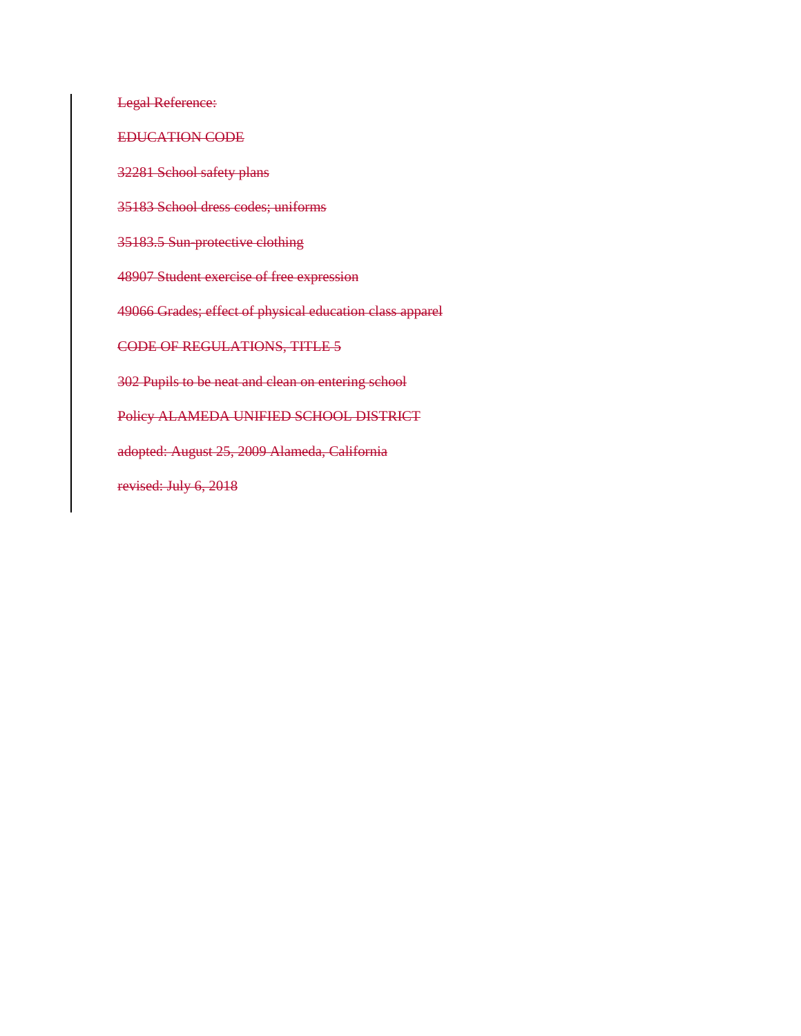~~Legal Reference:~~

~~EDUCATION CODE~~

~~32281 School safety plans~~

~~35183 School dress codes; uniforms~~

~~35183.5 Sun-protective clothing~~

~~48907 Student exercise of free expression~~

~~49066 Grades; effect of physical education class apparel~~

~~CODE OF REGULATIONS, TITLE 5~~

~~302 Pupils to be neat and clean on entering school~~

~~Policy ALAMEDA UNIFIED SCHOOL DISTRICT~~

~~adopted: August 25, 2009 Alameda, California~~

~~revised: July 6, 2018~~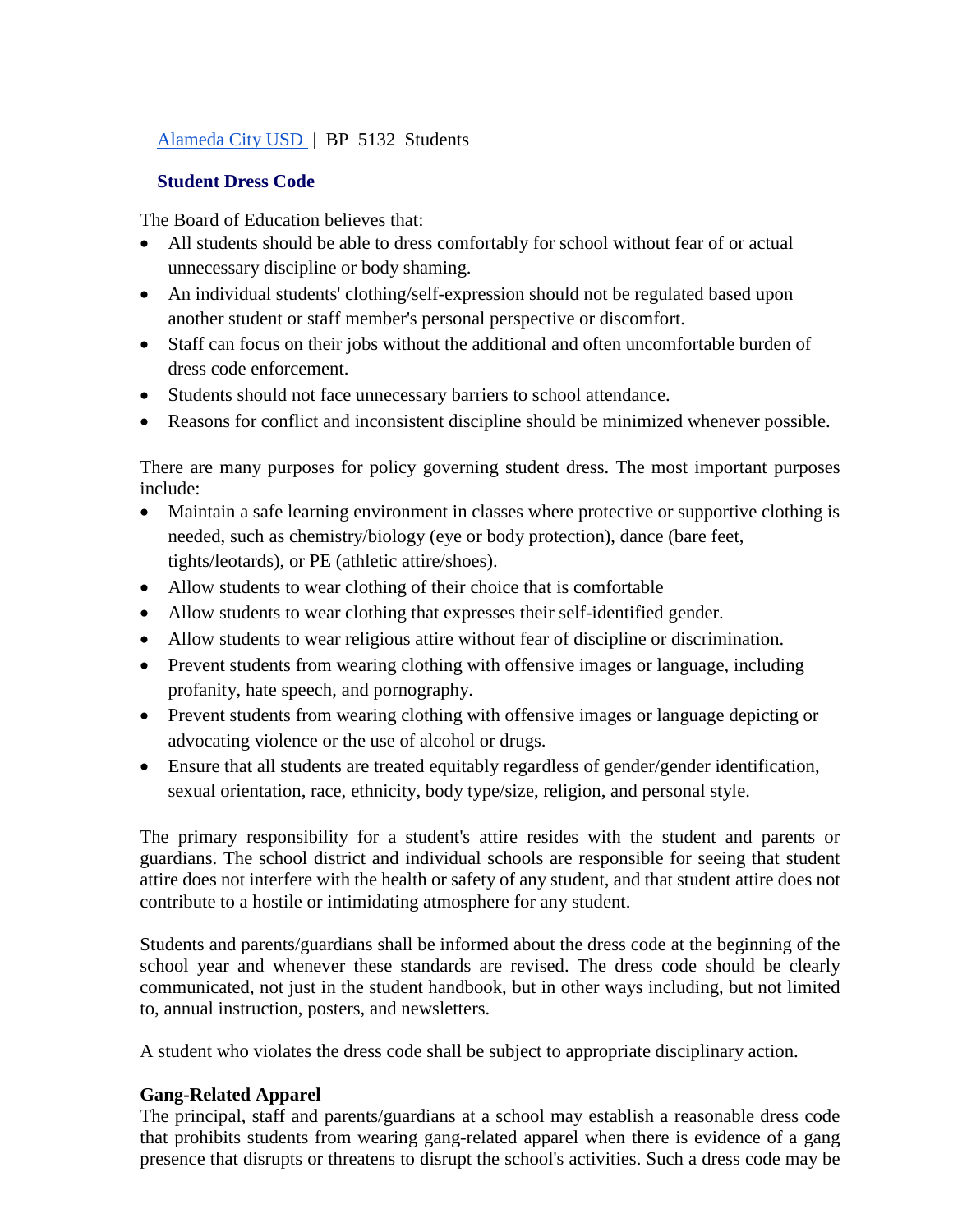[Alameda City USD](#) | BP 5132 Students

## Student Dress Code

The Board of Education believes that:

- All students should be able to dress comfortably for school without fear of or actual unnecessary discipline or body shaming.
- An individual students' clothing/self-expression should not be regulated based upon another student or staff member's personal perspective or discomfort.
- Staff can focus on their jobs without the additional and often uncomfortable burden of dress code enforcement.
- Students should not face unnecessary barriers to school attendance.
- Reasons for conflict and inconsistent discipline should be minimized whenever possible.

There are many purposes for policy governing student dress. The most important purposes include:

- Maintain a safe learning environment in classes where protective or supportive clothing is needed, such as chemistry/biology (eye or body protection), dance (bare feet, tights/leotards), or PE (athletic attire/shoes).
- Allow students to wear clothing of their choice that is comfortable
- Allow students to wear clothing that expresses their self-identified gender.
- Allow students to wear religious attire without fear of discipline or discrimination.
- Prevent students from wearing clothing with offensive images or language, including profanity, hate speech, and pornography.
- Prevent students from wearing clothing with offensive images or language depicting or advocating violence or the use of alcohol or drugs.
- Ensure that all students are treated equitably regardless of gender/gender identification, sexual orientation, race, ethnicity, body type/size, religion, and personal style.

The primary responsibility for a student's attire resides with the student and parents or guardians. The school district and individual schools are responsible for seeing that student attire does not interfere with the health or safety of any student, and that student attire does not contribute to a hostile or intimidating atmosphere for any student.

Students and parents/guardians shall be informed about the dress code at the beginning of the school year and whenever these standards are revised. The dress code should be clearly communicated, not just in the student handbook, but in other ways including, but not limited to, annual instruction, posters, and newsletters.

A student who violates the dress code shall be subject to appropriate disciplinary action.

**Gang-Related Apparel**

The principal, staff and parents/guardians at a school may establish a reasonable dress code that prohibits students from wearing gang-related apparel when there is evidence of a gang presence that disrupts or threatens to disrupt the school's activities. Such a dress code may be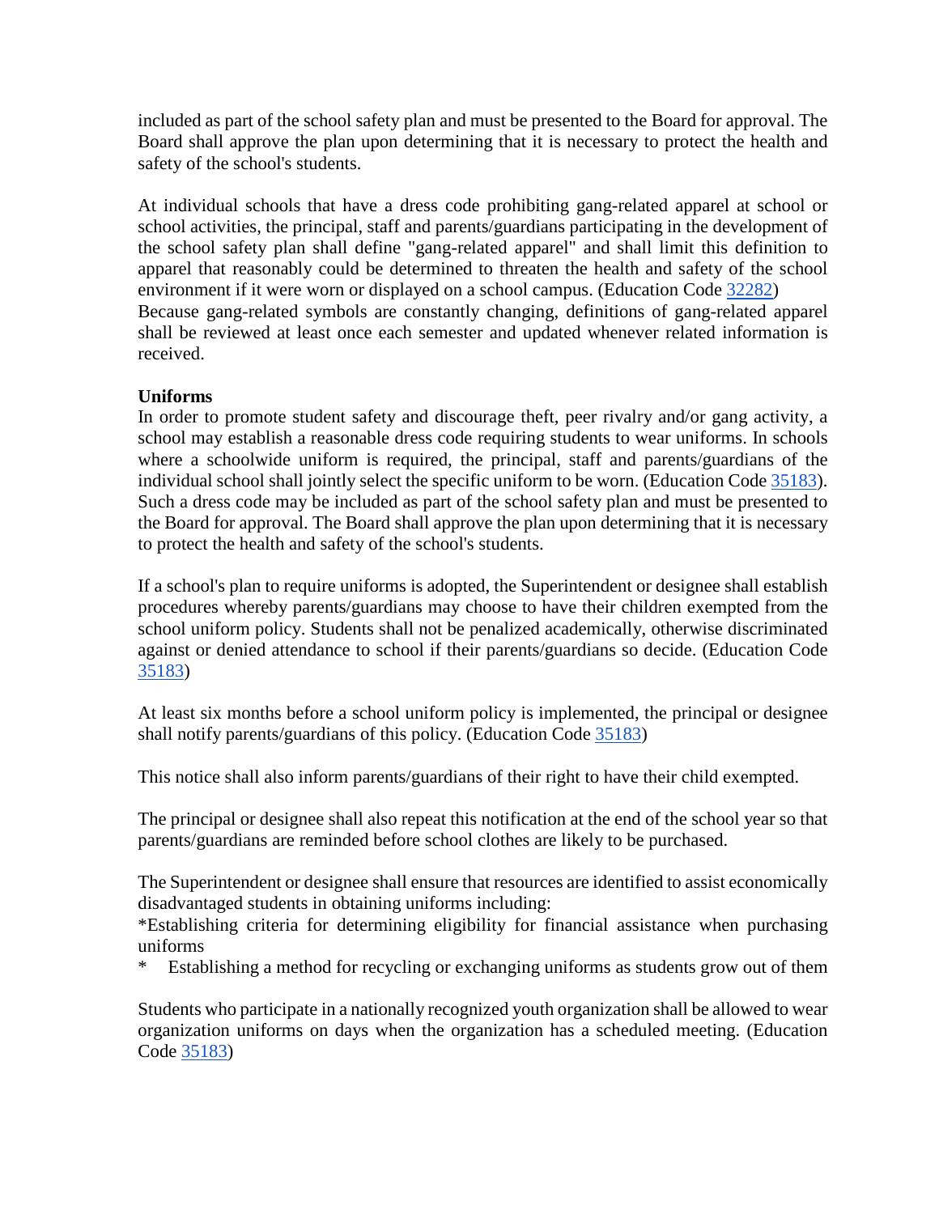included as part of the school safety plan and must be presented to the Board for approval. The Board shall approve the plan upon determining that it is necessary to protect the health and safety of the school's students.

At individual schools that have a dress code prohibiting gang-related apparel at school or school activities, the principal, staff and parents/guardians participating in the development of the school safety plan shall define "gang-related apparel" and shall limit this definition to apparel that reasonably could be determined to threaten the health and safety of the school environment if it were worn or displayed on a school campus. (Education Code 32282)
Because gang-related symbols are constantly changing, definitions of gang-related apparel shall be reviewed at least once each semester and updated whenever related information is received.

**Uniforms**
In order to promote student safety and discourage theft, peer rivalry and/or gang activity, a school may establish a reasonable dress code requiring students to wear uniforms. In schools where a schoolwide uniform is required, the principal, staff and parents/guardians of the individual school shall jointly select the specific uniform to be worn. (Education Code 35183). Such a dress code may be included as part of the school safety plan and must be presented to the Board for approval. The Board shall approve the plan upon determining that it is necessary to protect the health and safety of the school's students.

If a school's plan to require uniforms is adopted, the Superintendent or designee shall establish procedures whereby parents/guardians may choose to have their children exempted from the school uniform policy. Students shall not be penalized academically, otherwise discriminated against or denied attendance to school if their parents/guardians so decide. (Education Code 35183)

At least six months before a school uniform policy is implemented, the principal or designee shall notify parents/guardians of this policy. (Education Code 35183)

This notice shall also inform parents/guardians of their right to have their child exempted.

The principal or designee shall also repeat this notification at the end of the school year so that parents/guardians are reminded before school clothes are likely to be purchased.

The Superintendent or designee shall ensure that resources are identified to assist economically disadvantaged students in obtaining uniforms including:

* Establishing criteria for determining eligibility for financial assistance when purchasing uniforms
* Establishing a method for recycling or exchanging uniforms as students grow out of them

Students who participate in a nationally recognized youth organization shall be allowed to wear organization uniforms on days when the organization has a scheduled meeting. (Education Code 35183)